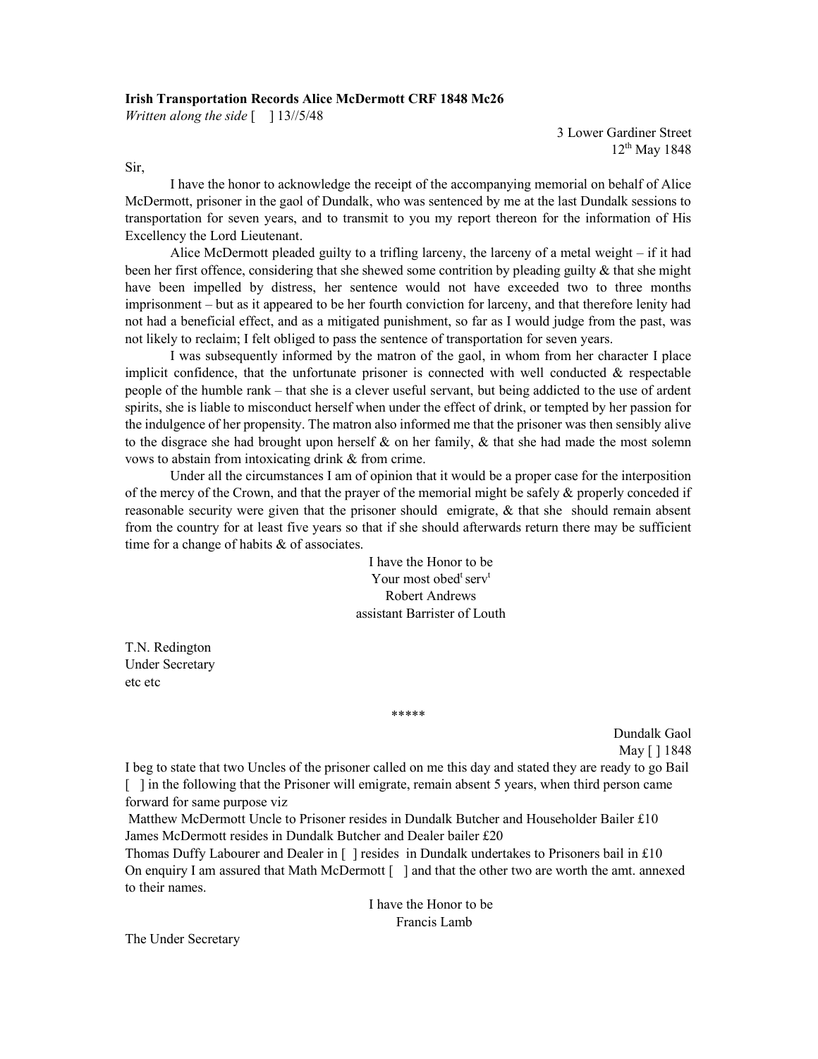**Irish Transportation Records Alice McDermott CRF 1848 Mc26**

*Written along the side* [ ] 13//5/48

3 Lower Gardiner Street
12th May 1848

Sir,

I have the honor to acknowledge the receipt of the accompanying memorial on behalf of Alice McDermott, prisoner in the gaol of Dundalk, who was sentenced by me at the last Dundalk sessions to transportation for seven years, and to transmit to you my report thereon for the information of His Excellency the Lord Lieutenant.

Alice McDermott pleaded guilty to a trifling larceny, the larceny of a metal weight – if it had been her first offence, considering that she shewed some contrition by pleading guilty & that she might have been impelled by distress, her sentence would not have exceeded two to three months imprisonment – but as it appeared to be her fourth conviction for larceny, and that therefore lenity had not had a beneficial effect, and as a mitigated punishment, so far as I would judge from the past, was not likely to reclaim; I felt obliged to pass the sentence of transportation for seven years.

I was subsequently informed by the matron of the gaol, in whom from her character I place implicit confidence, that the unfortunate prisoner is connected with well conducted & respectable people of the humble rank – that she is a clever useful servant, but being addicted to the use of ardent spirits, she is liable to misconduct herself when under the effect of drink, or tempted by her passion for the indulgence of her propensity. The matron also informed me that the prisoner was then sensibly alive to the disgrace she had brought upon herself & on her family, & that she had made the most solemn vows to abstain from intoxicating drink & from crime.

Under all the circumstances I am of opinion that it would be a proper case for the interposition of the mercy of the Crown, and that the prayer of the memorial might be safely & properly conceded if reasonable security were given that the prisoner should emigrate, & that she should remain absent from the country for at least five years so that if she should afterwards return there may be sufficient time for a change of habits & of associates.

I have the Honor to be
Your most obedt servt
Robert Andrews
assistant Barrister of Louth

T.N. Redington
Under Secretary
etc etc

\*\*\*\*\*

Dundalk Gaol
May [ ] 1848

I beg to state that two Uncles of the prisoner called on me this day and stated they are ready to go Bail [ ] in the following that the Prisoner will emigrate, remain absent 5 years, when third person came forward for same purpose viz

Matthew McDermott Uncle to Prisoner resides in Dundalk Butcher and Householder Bailer £10
James McDermott resides in Dundalk Butcher and Dealer bailer £20
Thomas Duffy Labourer and Dealer in [ ] resides in Dundalk undertakes to Prisoners bail in £10
On enquiry I am assured that Math McDermott [ ] and that the other two are worth the amt. annexed to their names.

I have the Honor to be
Francis Lamb

The Under Secretary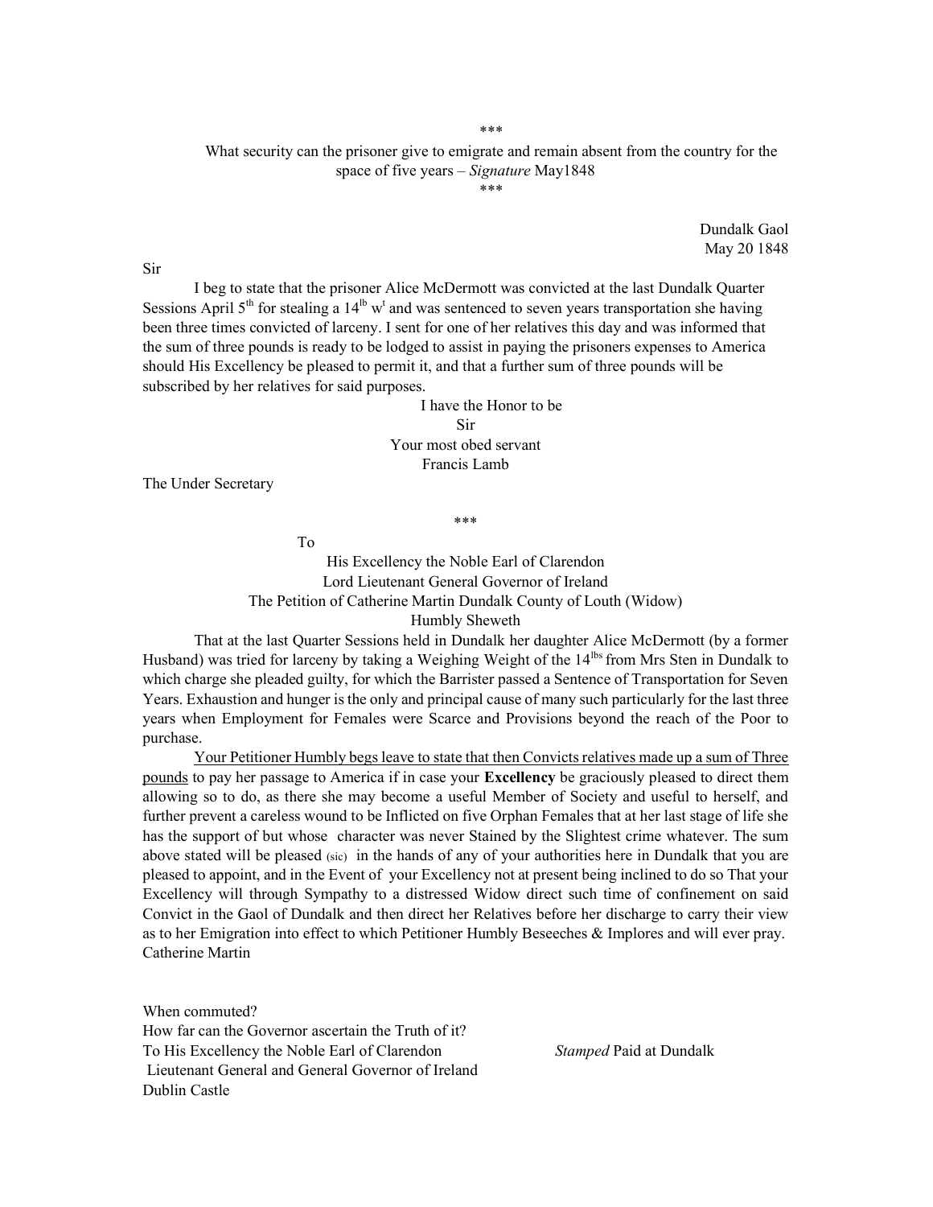\*\*\*

What security can the prisoner give to emigrate and remain absent from the country for the space of five years – *Signature* May1848

\*\*\*

Dundalk Gaol
May 20 1848

Sir

I beg to state that the prisoner Alice McDermott was convicted at the last Dundalk Quarter Sessions April 5th for stealing a 14lb wt and was sentenced to seven years transportation she having been three times convicted of larceny. I sent for one of her relatives this day and was informed that the sum of three pounds is ready to be lodged to assist in paying the prisoners expenses to America should His Excellency be pleased to permit it, and that a further sum of three pounds will be subscribed by her relatives for said purposes.

I have the Honor to be
Sir
Your most obed servant
Francis Lamb

The Under Secretary

\*\*\*

To

His Excellency the Noble Earl of Clarendon
Lord Lieutenant General Governor of Ireland
The Petition of Catherine Martin Dundalk County of Louth (Widow)
Humbly Sheweth

That at the last Quarter Sessions held in Dundalk her daughter Alice McDermott (by a former Husband) was tried for larceny by taking a Weighing Weight of the 14lbs from Mrs Sten in Dundalk to which charge she pleaded guilty, for which the Barrister passed a Sentence of Transportation for Seven Years. Exhaustion and hunger is the only and principal cause of many such particularly for the last three years when Employment for Females were Scarce and Provisions beyond the reach of the Poor to purchase.

<u>Your Petitioner Humbly begs leave to state that then Convicts relatives made up a sum of Three pounds</u> to pay her passage to America if in case your **Excellency** be graciously pleased to direct them allowing so to do, as there she may become a useful Member of Society and useful to herself, and further prevent a careless wound to be Inflicted on five Orphan Females that at her last stage of life she has the support of but whose character was never Stained by the Slightest crime whatever. The sum above stated will be pleased (sic) in the hands of any of your authorities here in Dundalk that you are pleased to appoint, and in the Event of your Excellency not at present being inclined to do so That your Excellency will through Sympathy to a distressed Widow direct such time of confinement on said Convict in the Gaol of Dundalk and then direct her Relatives before her discharge to carry their view as to her Emigration into effect to which Petitioner Humbly Beseeches & Implores and will ever pray.
Catherine Martin

When commuted?
How far can the Governor ascertain the Truth of it?
To His Excellency the Noble Earl of Clarendon
Lieutenant General and General Governor of Ireland
Dublin Castle

*Stamped* Paid at Dundalk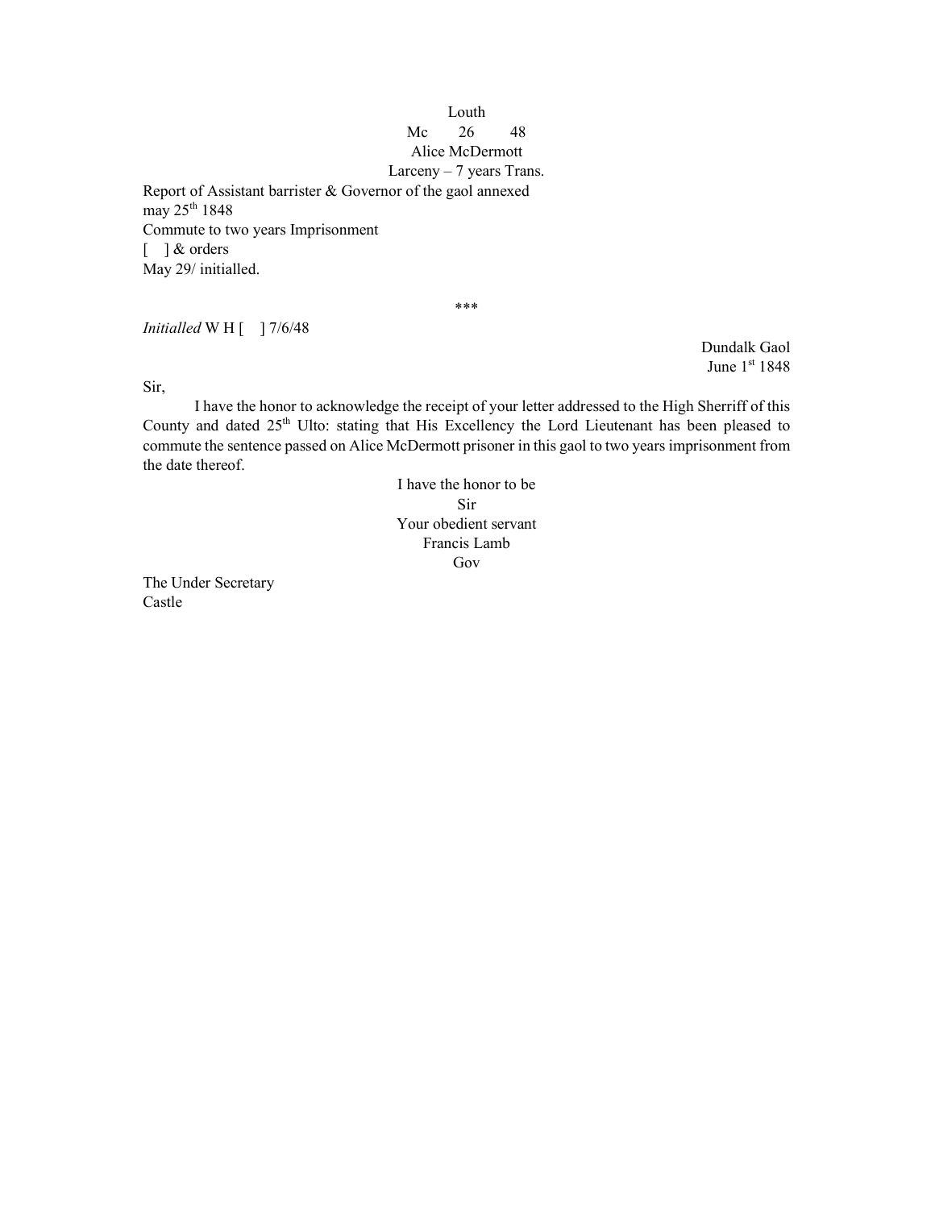Louth
Mc 26 48
Alice McDermott
Larceny – 7 years Trans.

Report of Assistant barrister & Governor of the gaol annexed
may 25th 1848
Commute to two years Imprisonment
[ ] & orders
May 29/ initialled.

***

*Initialled* W H [ ] 7/6/48

Dundalk Gaol
June 1st 1848

Sir,

I have the honor to acknowledge the receipt of your letter addressed to the High Sherriff of this County and dated 25th Ulto: stating that His Excellency the Lord Lieutenant has been pleased to commute the sentence passed on Alice McDermott prisoner in this gaol to two years imprisonment from the date thereof.

I have the honor to be
Sir
Your obedient servant
Francis Lamb
Gov

The Under Secretary
Castle